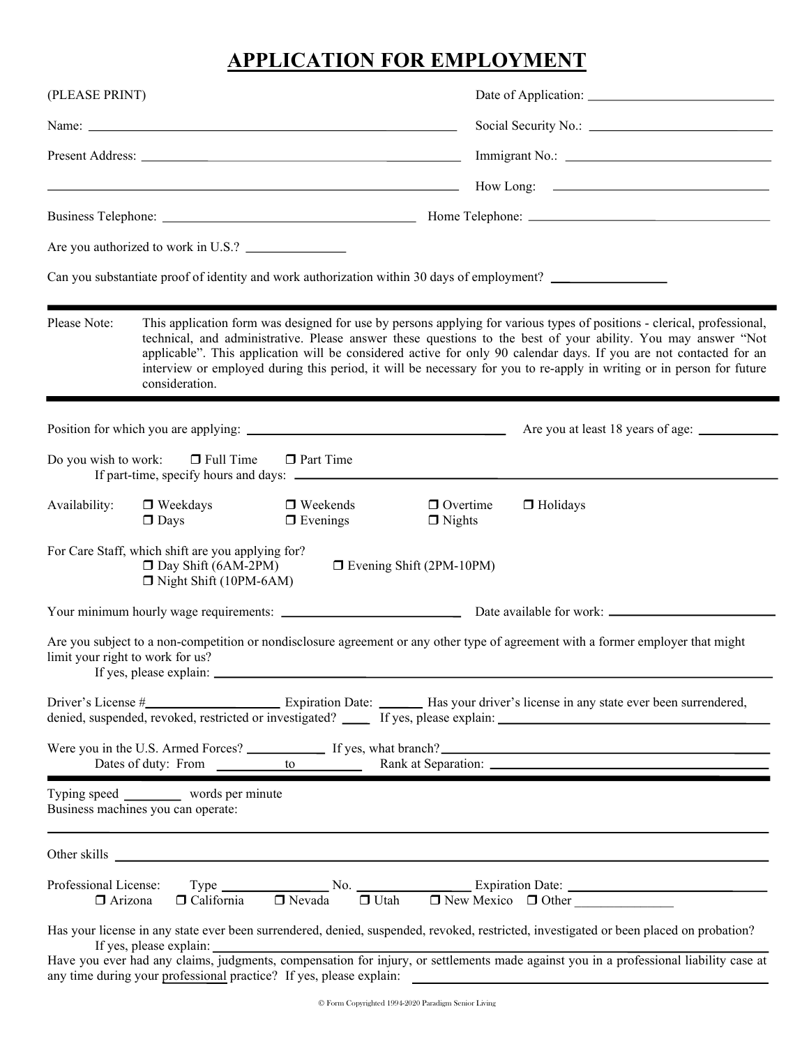# APPLICATION FOR EMPLOYMENT

(PLEASE PRINT)

Date of Application: ____________________________

Name: ____________________________________________ Social Security No.: ________________________

Present Address: __________________________________ Immigrant No.: ____________________________

_________________________________________________ How Long: ________________________________

Business Telephone: ______________________________ Home Telephone: ___________________________

Are you authorized to work in U.S.? _______________

Can you substantiate proof of identity and work authorization within 30 days of employment? _______________

---

Please Note: This application form was designed for use by persons applying for various types of positions - clerical, professional, technical, and administrative. Please answer these questions to the best of your ability. You may answer "Not applicable". This application will be considered active for only 90 calendar days. If you are not contacted for an interview or employed during this period, it will be necessary for you to re-apply in writing or in person for future consideration.

---

Position for which you are applying: ______________________________ Are you at least 18 years of age: __________

Do you wish to work: ☐ Full Time ☐ Part Time

If part-time, specify hours and days: ________________________________________________

Availability: ☐ Weekdays ☐ Weekends ☐ Overtime ☐ Holidays
☐ Days ☐ Evenings ☐ Nights

For Care Staff, which shift are you applying for?
☐ Day Shift (6AM-2PM) ☐ Evening Shift (2PM-10PM)
☐ Night Shift (10PM-6AM)

Your minimum hourly wage requirements: ________________________ Date available for work: ______________________

Are you subject to a non-competition or nondisclosure agreement or any other type of agreement with a former employer that might limit your right to work for us?

If yes, please explain: ________________________________________________

Driver's License #__________________ Expiration Date: ______ Has your driver's license in any state ever been surrendered, denied, suspended, revoked, restricted or investigated? ____ If yes, please explain: ______________________________

Were you in the U.S. Armed Forces? __________ If yes, what branch?______________________________

Dates of duty: From __________ to __________ Rank at Separation: ______________________________

---

Typing speed ________ words per minute

Business machines you can operate:

________________________________________________

Other skills ________________________________________________

Professional License: Type ______________ No. ______________ Expiration Date: ______________________

☐ Arizona ☐ California ☐ Nevada ☐ Utah ☐ New Mexico ☐ Other ______________

Has your license in any state ever been surrendered, denied, suspended, revoked, restricted, investigated or been placed on probation?

If yes, please explain: ________________________________________________

Have you ever had any claims, judgments, compensation for injury, or settlements made against you in a professional liability case at any time during your professional practice? If yes, please explain: ______________________________

© Form Copyrighted 1994-2020 Paradigm Senior Living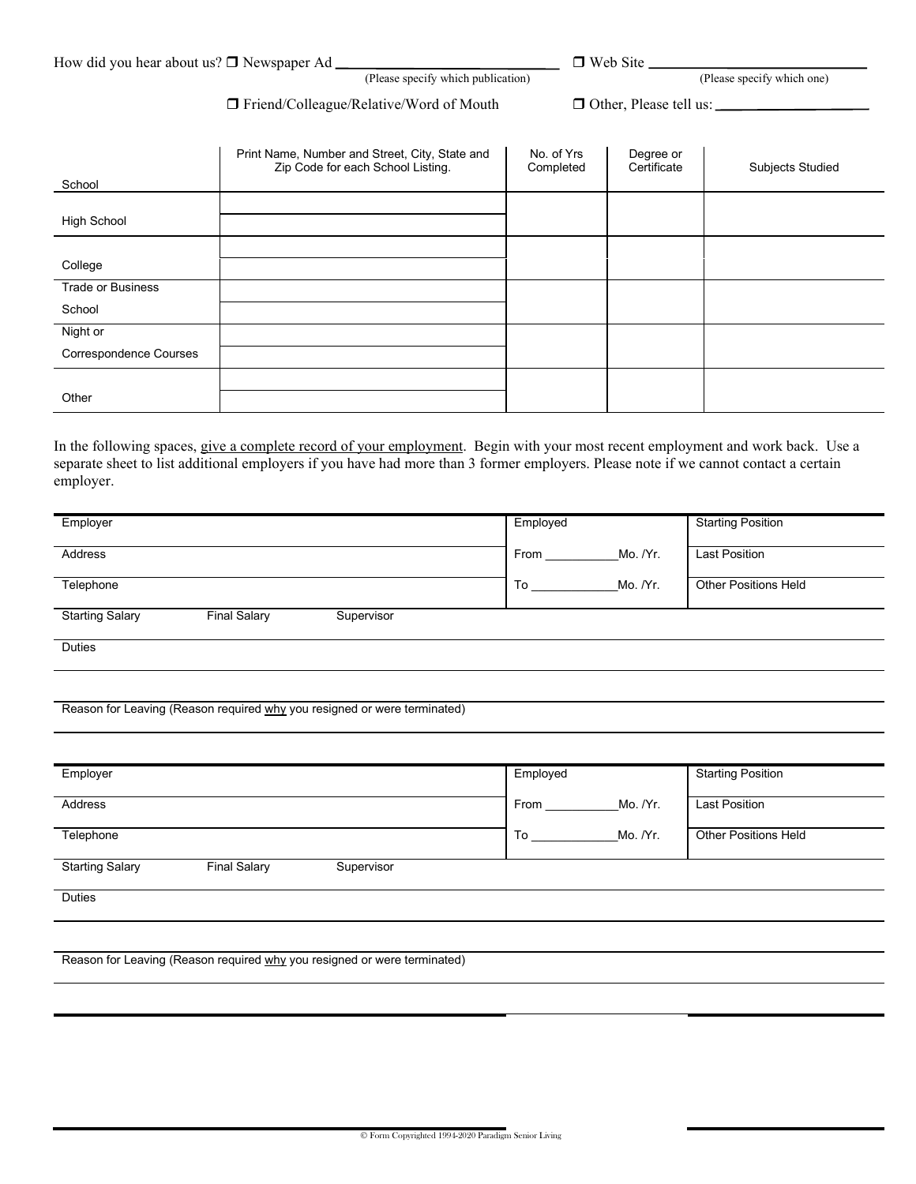How did you hear about us? ❒ Newspaper Ad ______________________ (Please specify which publication) ❒ Web Site ______________________ (Please specify which one)

❒ Friend/Colleague/Relative/Word of Mouth ❒ Other, Please tell us: ______________

| School | Print Name, Number and Street, City, State and Zip Code for each School Listing. | No. of Yrs Completed | Degree or Certificate | Subjects Studied |
|---|---|---|---|---|
| High School | | | | |
| College | | | | |
| Trade or Business School | | | | |
| Night or Correspondence Courses | | | | |
| Other | | | | |

In the following spaces, give a complete record of your employment. Begin with your most recent employment and work back. Use a separate sheet to list additional employers if you have had more than 3 former employers. Please note if we cannot contact a certain employer.

| Employer | Employed | Starting Position |
|---|---|---|
| Address | From ___________Mo. /Yr. | Last Position |
| Telephone | To _____________Mo. /Yr. | Other Positions Held |

Starting Salary Final Salary Supervisor

Duties

Reason for Leaving (Reason required why you resigned or were terminated)

| Employer | Employed | Starting Position |
|---|---|---|
| Address | From ___________Mo. /Yr. | Last Position |
| Telephone | To _____________Mo. /Yr. | Other Positions Held |

Starting Salary Final Salary Supervisor

Duties

Reason for Leaving (Reason required why you resigned or were terminated)

© Form Copyrighted 1994-2020 Paradigm Senior Living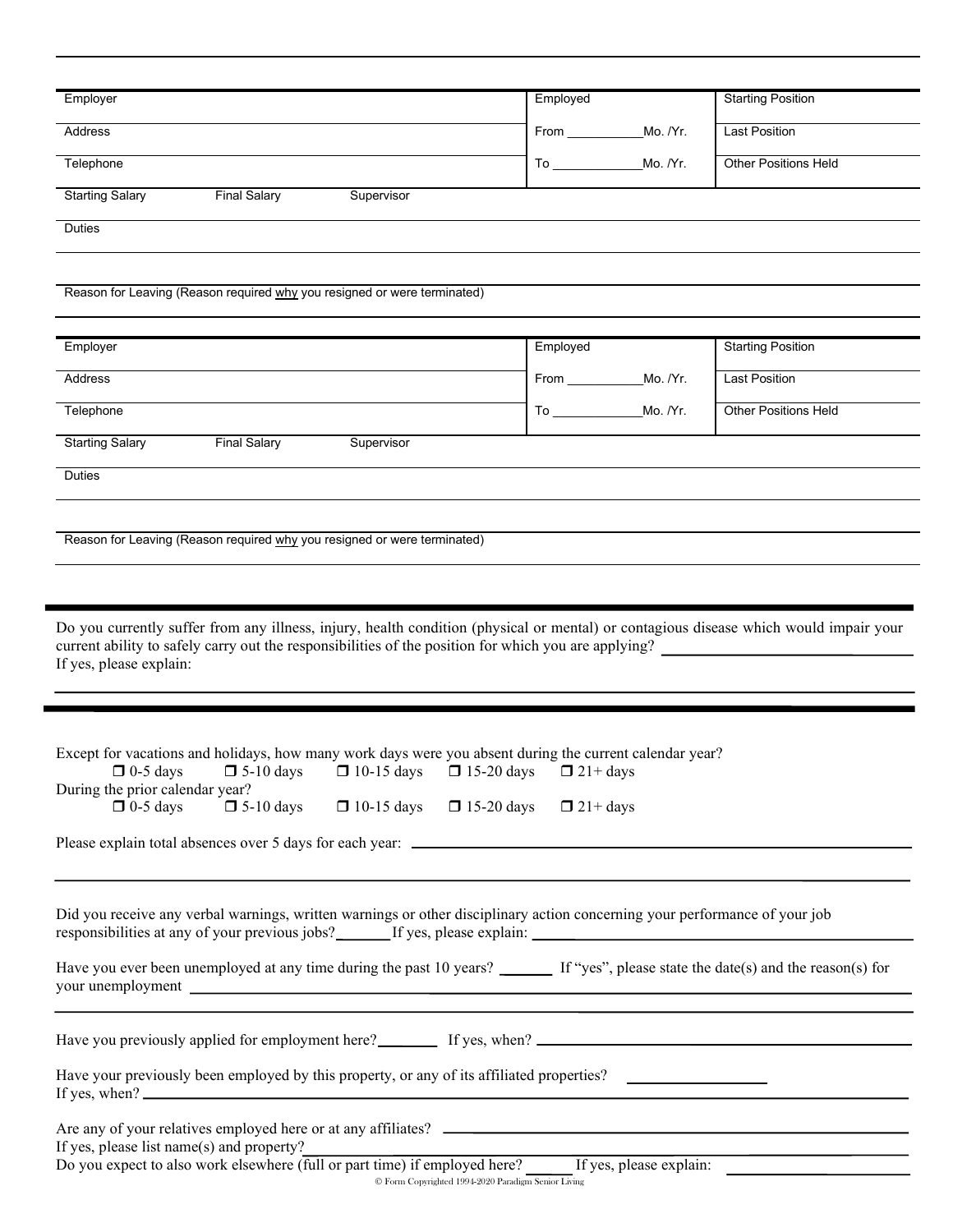| Employer | Employed | Starting Position |
|---|---|---|
| Address | From ___________Mo. /Yr. | Last Position |
| Telephone | To _____________Mo. /Yr. | Other Positions Held |

Starting Salary &nbsp;&nbsp;&nbsp;&nbsp; Final Salary &nbsp;&nbsp;&nbsp;&nbsp; Supervisor

Duties

Reason for Leaving (Reason required why you resigned or were terminated)

| Employer | Employed | Starting Position |
|---|---|---|
| Address | From ___________Mo. /Yr. | Last Position |
| Telephone | To _____________Mo. /Yr. | Other Positions Held |

Starting Salary &nbsp;&nbsp;&nbsp;&nbsp; Final Salary &nbsp;&nbsp;&nbsp;&nbsp; Supervisor

Duties

Reason for Leaving (Reason required why you resigned or were terminated)

---

Do you currently suffer from any illness, injury, health condition (physical or mental) or contagious disease which would impair your current ability to safely carry out the responsibilities of the position for which you are applying? ______________________
If yes, please explain:

---

Except for vacations and holidays, how many work days were you absent during the current calendar year?

❒ 0-5 days &nbsp;&nbsp; ❒ 5-10 days &nbsp;&nbsp; ❒ 10-15 days &nbsp;&nbsp; ❒ 15-20 days &nbsp;&nbsp; ❒ 21+ days

During the prior calendar year?

❒ 0-5 days &nbsp;&nbsp; ❒ 5-10 days &nbsp;&nbsp; ❒ 10-15 days &nbsp;&nbsp; ❒ 15-20 days &nbsp;&nbsp; ❒ 21+ days

Please explain total absences over 5 days for each year: ______________________

Did you receive any verbal warnings, written warnings or other disciplinary action concerning your performance of your job responsibilities at any of your previous jobs?_______If yes, please explain: ______________________

Have you ever been unemployed at any time during the past 10 years? _______ If "yes", please state the date(s) and the reason(s) for your unemployment ______________________

Have you previously applied for employment here?________ If yes, when? ______________________

Have your previously been employed by this property, or any of its affiliated properties? __________________
If yes, when? ______________________

Are any of your relatives employed here or at any affiliates? ______________________
If yes, please list name(s) and property?______________________
Do you expect to also work elsewhere (full or part time) if employed here? ______ If yes, please explain: ______________

© Form Copyrighted 1994-2020 Paradigm Senior Living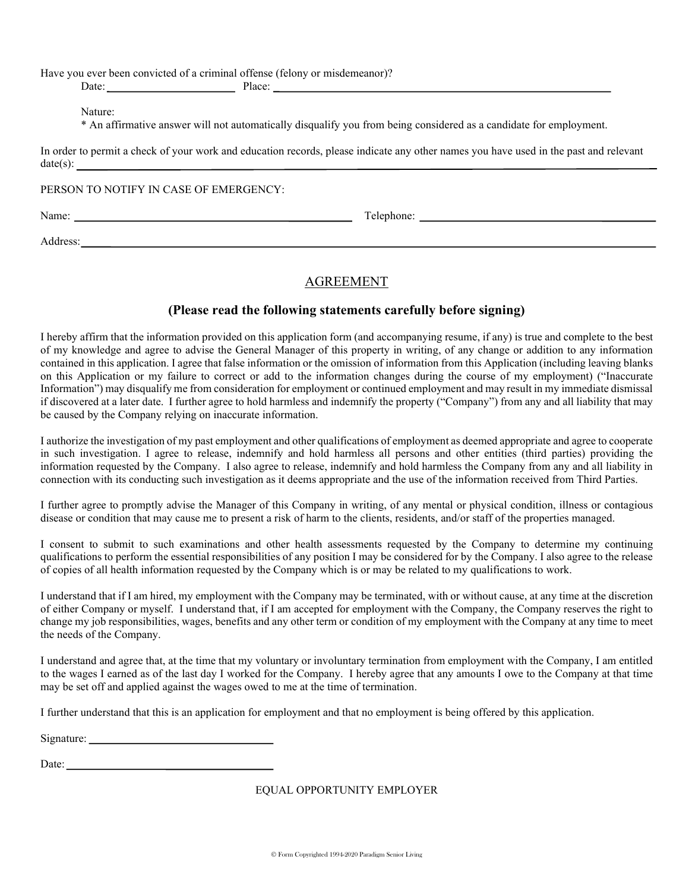Have you ever been convicted of a criminal offense (felony or misdemeanor)?

Date: \_\_\_\_\_\_\_\_\_\_\_\_\_\_\_\_\_\_\_\_ Place: \_\_\_\_\_\_\_\_\_\_\_\_\_\_\_\_\_\_\_\_\_\_\_\_\_\_\_\_\_\_\_\_\_\_\_\_\_\_\_\_\_\_\_\_\_\_\_\_

Nature:

* An affirmative answer will not automatically disqualify you from being considered as a candidate for employment.

In order to permit a check of your work and education records, please indicate any other names you have used in the past and relevant date(s): \_\_\_\_\_\_\_\_\_\_\_\_\_\_\_\_\_\_\_\_\_\_\_\_\_\_\_\_\_\_\_\_\_\_\_\_\_\_\_\_\_\_\_\_\_\_\_\_\_\_\_\_\_\_\_\_\_\_\_\_\_\_\_\_\_\_\_\_\_\_\_\_\_\_\_\_

PERSON TO NOTIFY IN CASE OF EMERGENCY:

Name: \_\_\_\_\_\_\_\_\_\_\_\_\_\_\_\_\_\_\_\_\_\_\_\_\_\_\_\_\_\_\_\_\_\_\_\_\_\_\_\_ Telephone: \_\_\_\_\_\_\_\_\_\_\_\_\_\_\_\_\_\_\_\_\_\_\_\_\_\_\_\_\_\_\_\_\_\_\_

Address: \_\_\_\_\_\_\_\_\_\_\_\_\_\_\_\_\_\_\_\_\_\_\_\_\_\_\_\_\_\_\_\_\_\_\_\_\_\_\_\_\_\_\_\_\_\_\_\_\_\_\_\_\_\_\_\_\_\_\_\_\_\_\_\_\_\_\_\_\_\_\_\_\_\_\_\_\_\_\_\_\_\_

## AGREEMENT

### (Please read the following statements carefully before signing)

I hereby affirm that the information provided on this application form (and accompanying resume, if any) is true and complete to the best of my knowledge and agree to advise the General Manager of this property in writing, of any change or addition to any information contained in this application. I agree that false information or the omission of information from this Application (including leaving blanks on this Application or my failure to correct or add to the information changes during the course of my employment) ("Inaccurate Information") may disqualify me from consideration for employment or continued employment and may result in my immediate dismissal if discovered at a later date. I further agree to hold harmless and indemnify the property ("Company") from any and all liability that may be caused by the Company relying on inaccurate information.

I authorize the investigation of my past employment and other qualifications of employment as deemed appropriate and agree to cooperate in such investigation. I agree to release, indemnify and hold harmless all persons and other entities (third parties) providing the information requested by the Company. I also agree to release, indemnify and hold harmless the Company from any and all liability in connection with its conducting such investigation as it deems appropriate and the use of the information received from Third Parties.

I further agree to promptly advise the Manager of this Company in writing, of any mental or physical condition, illness or contagious disease or condition that may cause me to present a risk of harm to the clients, residents, and/or staff of the properties managed.

I consent to submit to such examinations and other health assessments requested by the Company to determine my continuing qualifications to perform the essential responsibilities of any position I may be considered for by the Company. I also agree to the release of copies of all health information requested by the Company which is or may be related to my qualifications to work.

I understand that if I am hired, my employment with the Company may be terminated, with or without cause, at any time at the discretion of either Company or myself. I understand that, if I am accepted for employment with the Company, the Company reserves the right to change my job responsibilities, wages, benefits and any other term or condition of my employment with the Company at any time to meet the needs of the Company.

I understand and agree that, at the time that my voluntary or involuntary termination from employment with the Company, I am entitled to the wages I earned as of the last day I worked for the Company. I hereby agree that any amounts I owe to the Company at that time may be set off and applied against the wages owed to me at the time of termination.

I further understand that this is an application for employment and that no employment is being offered by this application.

Signature: \_\_\_\_\_\_\_\_\_\_\_\_\_\_\_\_\_\_\_\_\_\_\_\_\_\_\_\_\_\_

Date: \_\_\_\_\_\_\_\_\_\_\_\_\_\_\_\_\_\_\_\_\_\_\_\_\_\_\_\_\_\_\_\_\_\_

EQUAL OPPORTUNITY EMPLOYER

© Form Copyrighted 1994-2020 Paradigm Senior Living